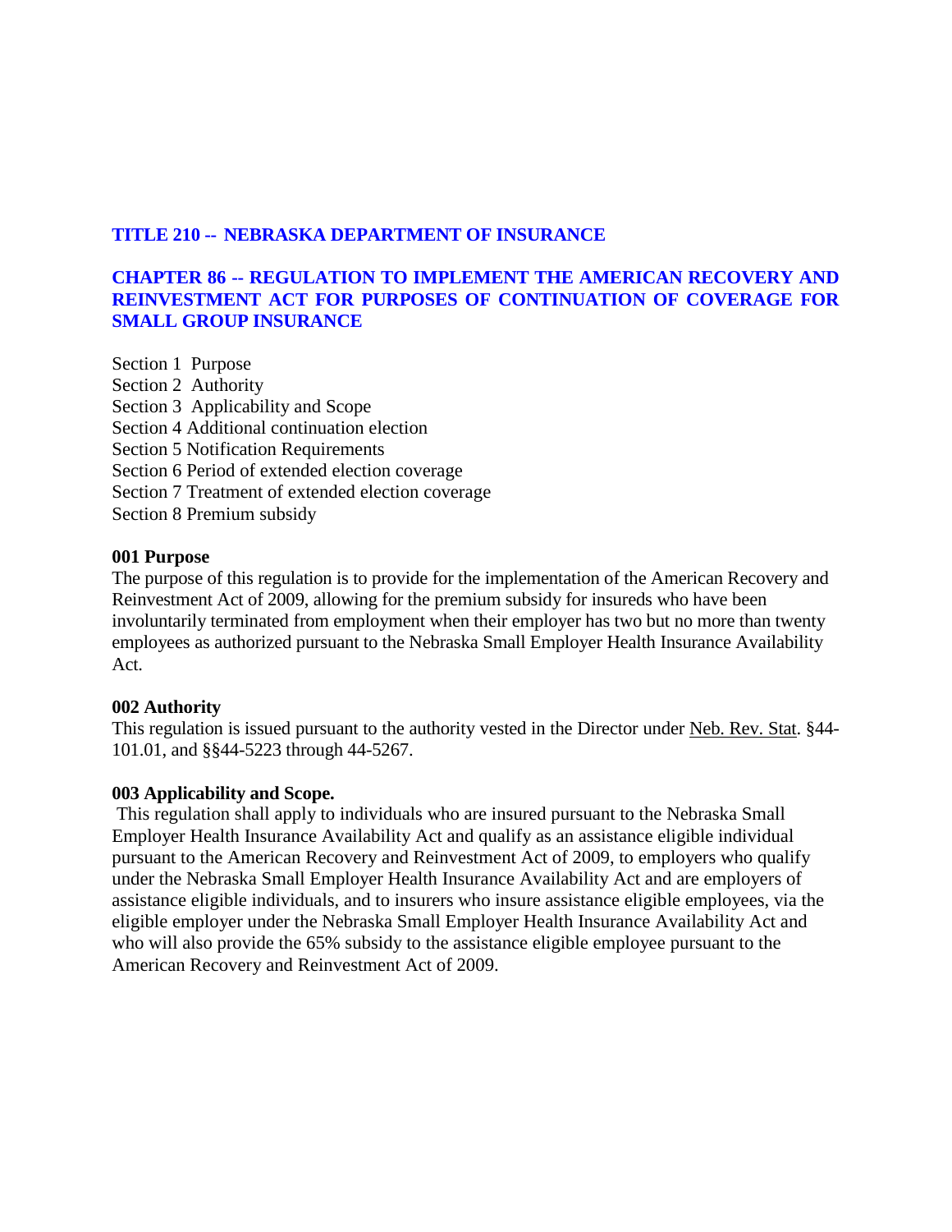## TITLE 210 -- NEBRASKA DEPARTMENT OF INSURANCE

## CHAPTER 86 -- REGULATION TO IMPLEMENT THE AMERICAN RECOVERY AND REINVESTMENT ACT FOR PURPOSES OF CONTINUATION OF COVERAGE FOR SMALL GROUP INSURANCE

Section 1 Purpose
Section 2 Authority
Section 3 Applicability and Scope
Section 4 Additional continuation election
Section 5 Notification Requirements
Section 6 Period of extended election coverage
Section 7 Treatment of extended election coverage
Section 8 Premium subsidy

**001 Purpose**

The purpose of this regulation is to provide for the implementation of the American Recovery and Reinvestment Act of 2009, allowing for the premium subsidy for insureds who have been involuntarily terminated from employment when their employer has two but no more than twenty employees as authorized pursuant to the Nebraska Small Employer Health Insurance Availability Act.

**002 Authority**

This regulation is issued pursuant to the authority vested in the Director under Neb. Rev. Stat. §44-101.01, and §§44-5223 through 44-5267.

**003 Applicability and Scope.**

This regulation shall apply to individuals who are insured pursuant to the Nebraska Small Employer Health Insurance Availability Act and qualify as an assistance eligible individual pursuant to the American Recovery and Reinvestment Act of 2009, to employers who qualify under the Nebraska Small Employer Health Insurance Availability Act and are employers of assistance eligible individuals, and to insurers who insure assistance eligible employees, via the eligible employer under the Nebraska Small Employer Health Insurance Availability Act and who will also provide the 65% subsidy to the assistance eligible employee pursuant to the American Recovery and Reinvestment Act of 2009.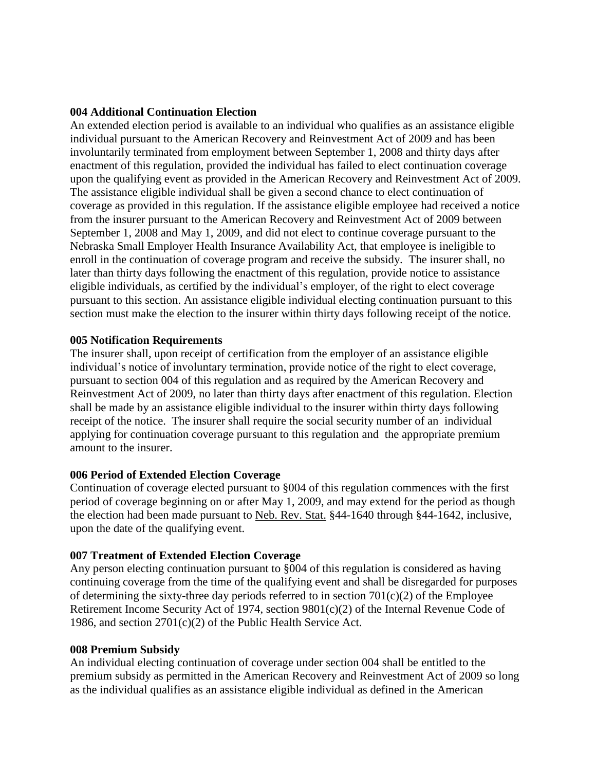**004 Additional Continuation Election**

An extended election period is available to an individual who qualifies as an assistance eligible individual pursuant to the American Recovery and Reinvestment Act of 2009 and has been involuntarily terminated from employment between September 1, 2008 and thirty days after enactment of this regulation, provided the individual has failed to elect continuation coverage upon the qualifying event as provided in the American Recovery and Reinvestment Act of 2009. The assistance eligible individual shall be given a second chance to elect continuation of coverage as provided in this regulation. If the assistance eligible employee had received a notice from the insurer pursuant to the American Recovery and Reinvestment Act of 2009 between September 1, 2008 and May 1, 2009, and did not elect to continue coverage pursuant to the Nebraska Small Employer Health Insurance Availability Act, that employee is ineligible to enroll in the continuation of coverage program and receive the subsidy. The insurer shall, no later than thirty days following the enactment of this regulation, provide notice to assistance eligible individuals, as certified by the individual's employer, of the right to elect coverage pursuant to this section. An assistance eligible individual electing continuation pursuant to this section must make the election to the insurer within thirty days following receipt of the notice.

**005 Notification Requirements**

The insurer shall, upon receipt of certification from the employer of an assistance eligible individual's notice of involuntary termination, provide notice of the right to elect coverage, pursuant to section 004 of this regulation and as required by the American Recovery and Reinvestment Act of 2009, no later than thirty days after enactment of this regulation. Election shall be made by an assistance eligible individual to the insurer within thirty days following receipt of the notice. The insurer shall require the social security number of an individual applying for continuation coverage pursuant to this regulation and the appropriate premium amount to the insurer.

**006 Period of Extended Election Coverage**

Continuation of coverage elected pursuant to §004 of this regulation commences with the first period of coverage beginning on or after May 1, 2009, and may extend for the period as though the election had been made pursuant to Neb. Rev. Stat. §44-1640 through §44-1642, inclusive, upon the date of the qualifying event.

**007 Treatment of Extended Election Coverage**

Any person electing continuation pursuant to §004 of this regulation is considered as having continuing coverage from the time of the qualifying event and shall be disregarded for purposes of determining the sixty-three day periods referred to in section 701(c)(2) of the Employee Retirement Income Security Act of 1974, section 9801(c)(2) of the Internal Revenue Code of 1986, and section 2701(c)(2) of the Public Health Service Act.

**008 Premium Subsidy**

An individual electing continuation of coverage under section 004 shall be entitled to the premium subsidy as permitted in the American Recovery and Reinvestment Act of 2009 so long as the individual qualifies as an assistance eligible individual as defined in the American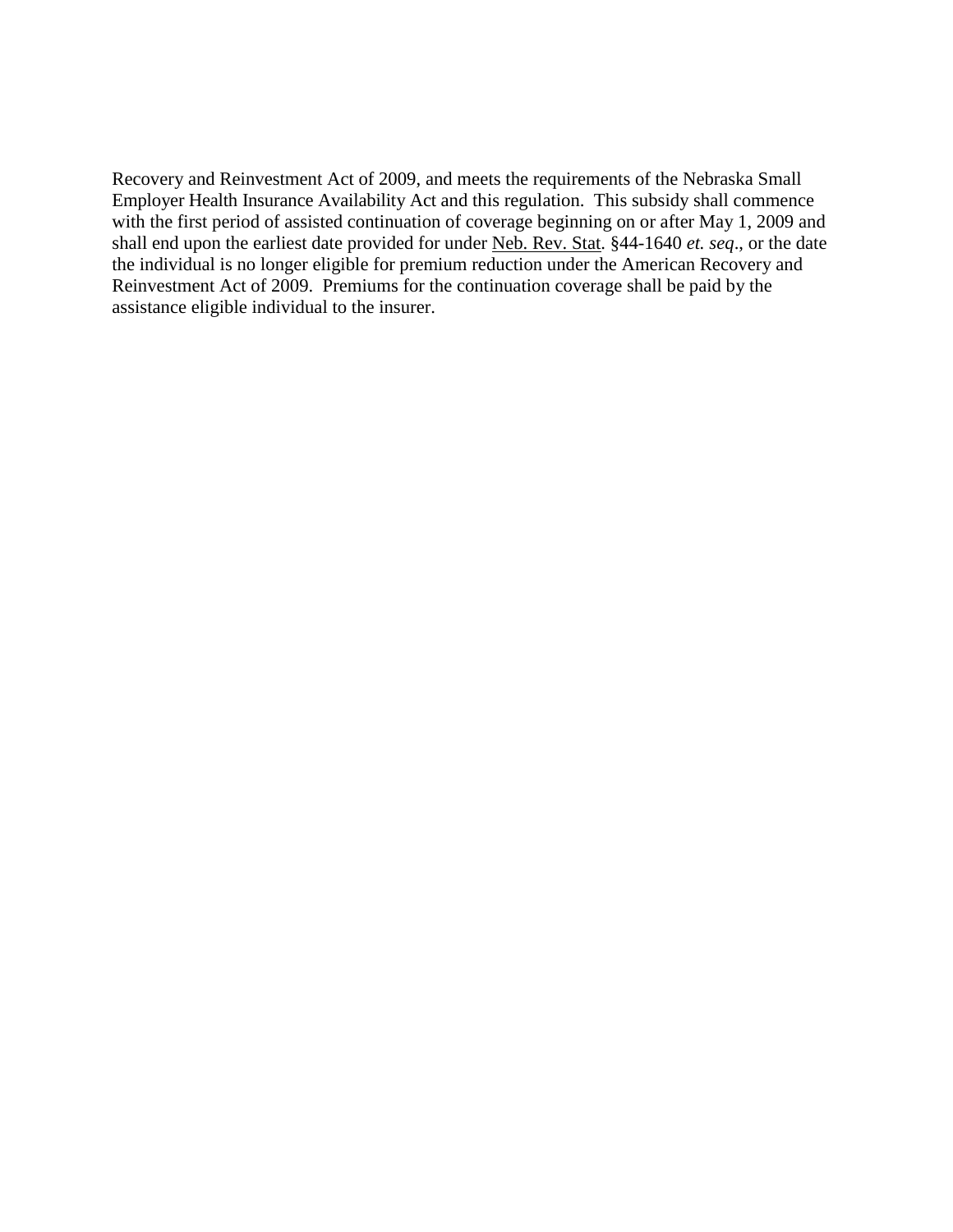Recovery and Reinvestment Act of 2009, and meets the requirements of the Nebraska Small Employer Health Insurance Availability Act and this regulation. This subsidy shall commence with the first period of assisted continuation of coverage beginning on or after May 1, 2009 and shall end upon the earliest date provided for under Neb. Rev. Stat. §44-1640 *et. seq*., or the date the individual is no longer eligible for premium reduction under the American Recovery and Reinvestment Act of 2009. Premiums for the continuation coverage shall be paid by the assistance eligible individual to the insurer.